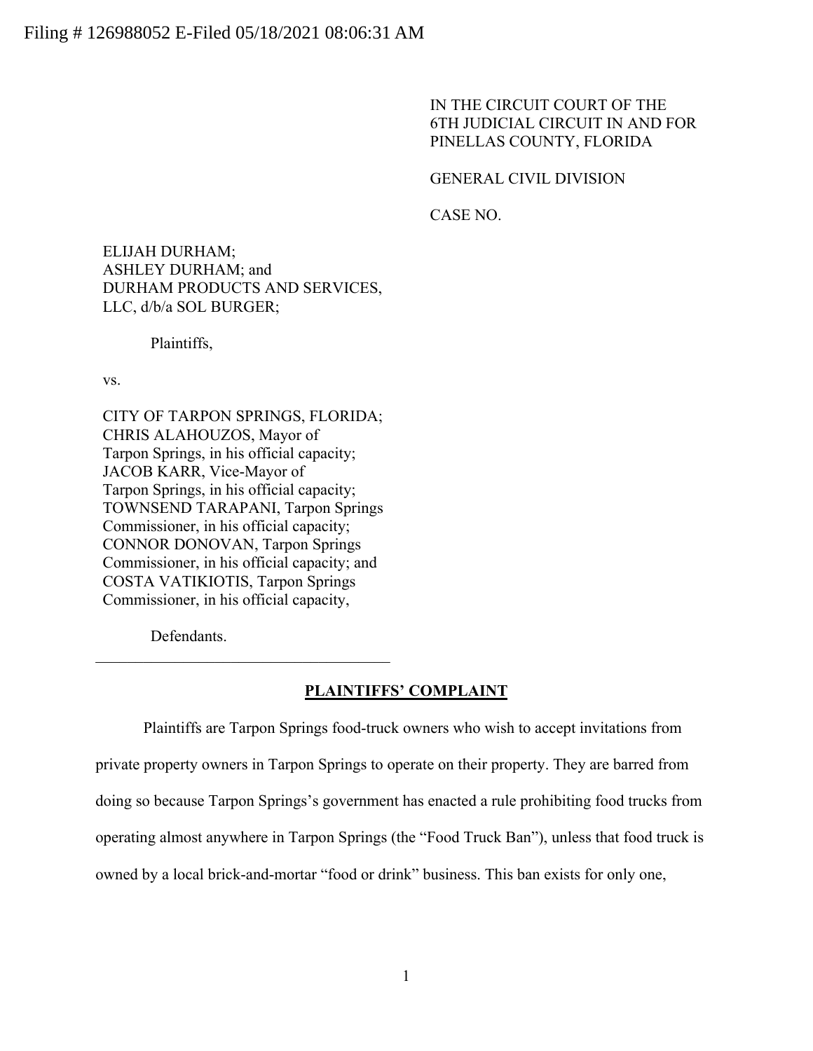Filing # 126988052 E-Filed 05/18/2021 08:06:31 AM

IN THE CIRCUIT COURT OF THE
6TH JUDICIAL CIRCUIT IN AND FOR
PINELLAS COUNTY, FLORIDA

GENERAL CIVIL DIVISION

CASE NO.

ELIJAH DURHAM;
ASHLEY DURHAM; and
DURHAM PRODUCTS AND SERVICES,
LLC, d/b/a SOL BURGER;

Plaintiffs,

vs.

CITY OF TARPON SPRINGS, FLORIDA;
CHRIS ALAHOUZOS, Mayor of
Tarpon Springs, in his official capacity;
JACOB KARR, Vice-Mayor of
Tarpon Springs, in his official capacity;
TOWNSEND TARAPANI, Tarpon Springs
Commissioner, in his official capacity;
CONNOR DONOVAN, Tarpon Springs
Commissioner, in his official capacity; and
COSTA VATIKIOTIS, Tarpon Springs
Commissioner, in his official capacity,

Defendants.

## PLAINTIFFS' COMPLAINT

Plaintiffs are Tarpon Springs food-truck owners who wish to accept invitations from private property owners in Tarpon Springs to operate on their property. They are barred from doing so because Tarpon Springs's government has enacted a rule prohibiting food trucks from operating almost anywhere in Tarpon Springs (the "Food Truck Ban"), unless that food truck is owned by a local brick-and-mortar "food or drink" business. This ban exists for only one,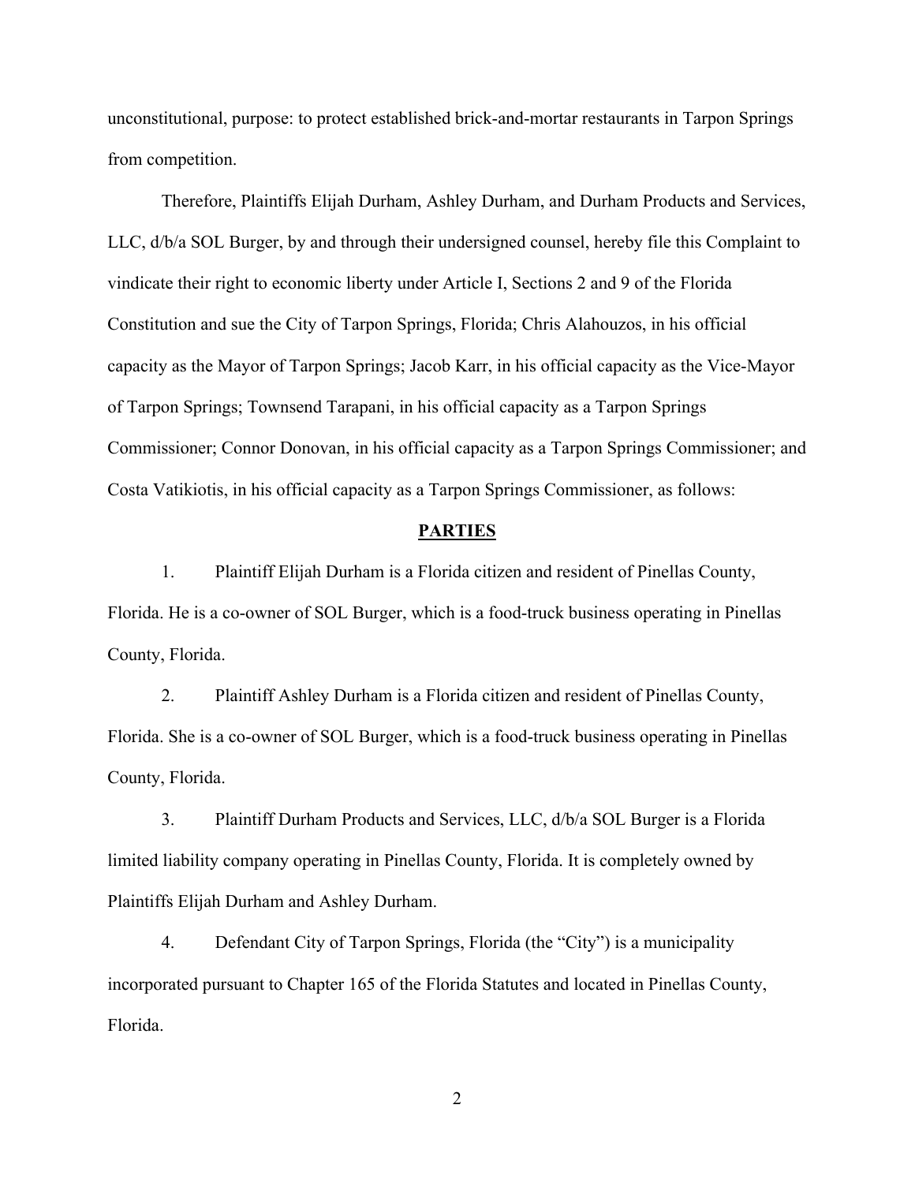unconstitutional, purpose: to protect established brick-and-mortar restaurants in Tarpon Springs from competition.

Therefore, Plaintiffs Elijah Durham, Ashley Durham, and Durham Products and Services, LLC, d/b/a SOL Burger, by and through their undersigned counsel, hereby file this Complaint to vindicate their right to economic liberty under Article I, Sections 2 and 9 of the Florida Constitution and sue the City of Tarpon Springs, Florida; Chris Alahouzos, in his official capacity as the Mayor of Tarpon Springs; Jacob Karr, in his official capacity as the Vice-Mayor of Tarpon Springs; Townsend Tarapani, in his official capacity as a Tarpon Springs Commissioner; Connor Donovan, in his official capacity as a Tarpon Springs Commissioner; and Costa Vatikiotis, in his official capacity as a Tarpon Springs Commissioner, as follows:

## PARTIES

1. Plaintiff Elijah Durham is a Florida citizen and resident of Pinellas County, Florida. He is a co-owner of SOL Burger, which is a food-truck business operating in Pinellas County, Florida.

2. Plaintiff Ashley Durham is a Florida citizen and resident of Pinellas County, Florida. She is a co-owner of SOL Burger, which is a food-truck business operating in Pinellas County, Florida.

3. Plaintiff Durham Products and Services, LLC, d/b/a SOL Burger is a Florida limited liability company operating in Pinellas County, Florida. It is completely owned by Plaintiffs Elijah Durham and Ashley Durham.

4. Defendant City of Tarpon Springs, Florida (the "City") is a municipality incorporated pursuant to Chapter 165 of the Florida Statutes and located in Pinellas County, Florida.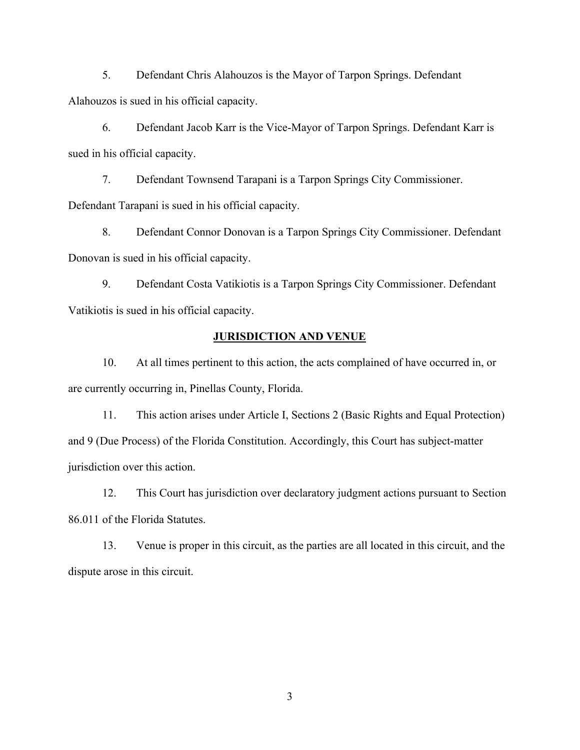5. Defendant Chris Alahouzos is the Mayor of Tarpon Springs. Defendant Alahouzos is sued in his official capacity.

6. Defendant Jacob Karr is the Vice-Mayor of Tarpon Springs. Defendant Karr is sued in his official capacity.

7. Defendant Townsend Tarapani is a Tarpon Springs City Commissioner. Defendant Tarapani is sued in his official capacity.

8. Defendant Connor Donovan is a Tarpon Springs City Commissioner. Defendant Donovan is sued in his official capacity.

9. Defendant Costa Vatikiotis is a Tarpon Springs City Commissioner. Defendant Vatikiotis is sued in his official capacity.

## JURISDICTION AND VENUE

10. At all times pertinent to this action, the acts complained of have occurred in, or are currently occurring in, Pinellas County, Florida.

11. This action arises under Article I, Sections 2 (Basic Rights and Equal Protection) and 9 (Due Process) of the Florida Constitution. Accordingly, this Court has subject-matter jurisdiction over this action.

12. This Court has jurisdiction over declaratory judgment actions pursuant to Section 86.011 of the Florida Statutes.

13. Venue is proper in this circuit, as the parties are all located in this circuit, and the dispute arose in this circuit.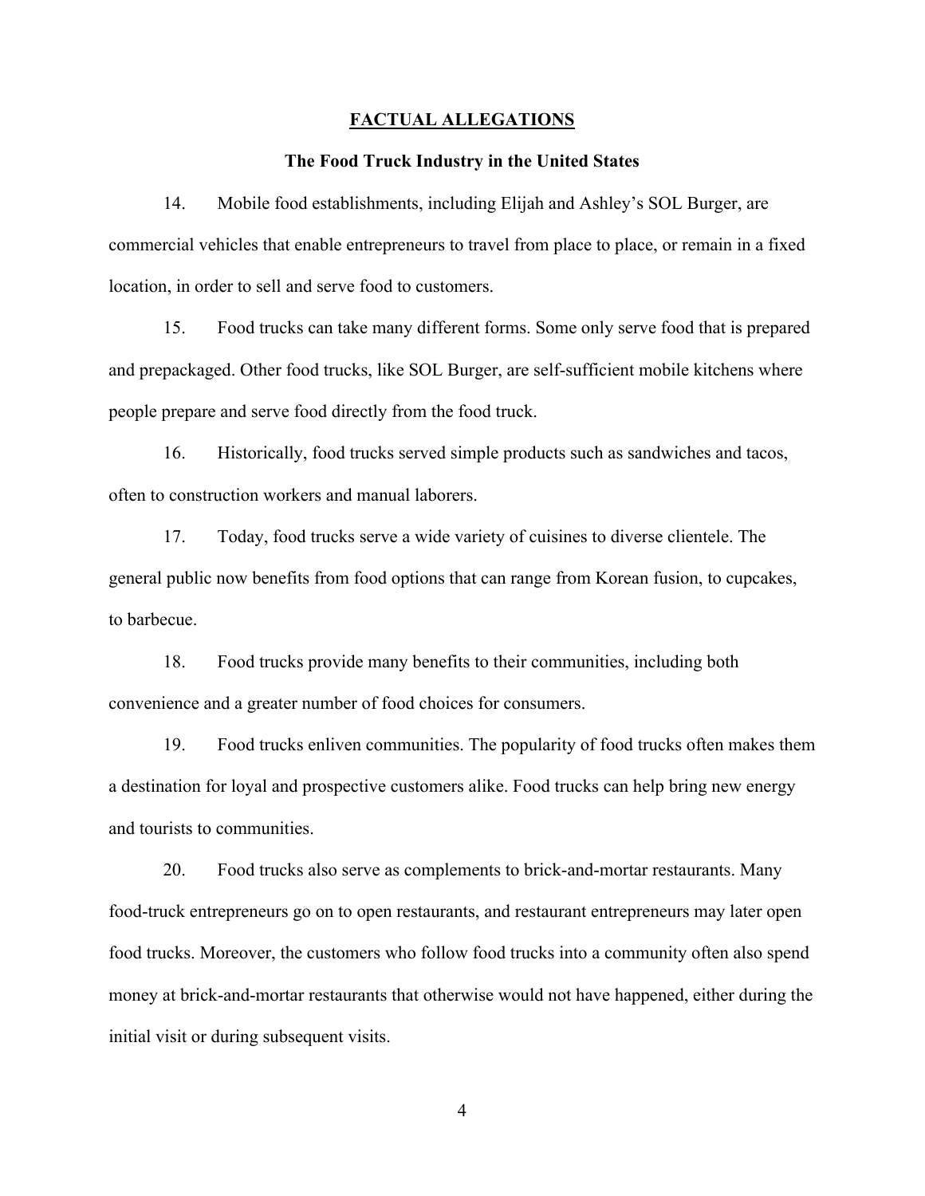## FACTUAL ALLEGATIONS

### The Food Truck Industry in the United States

14. Mobile food establishments, including Elijah and Ashley's SOL Burger, are commercial vehicles that enable entrepreneurs to travel from place to place, or remain in a fixed location, in order to sell and serve food to customers.

15. Food trucks can take many different forms. Some only serve food that is prepared and prepackaged. Other food trucks, like SOL Burger, are self-sufficient mobile kitchens where people prepare and serve food directly from the food truck.

16. Historically, food trucks served simple products such as sandwiches and tacos, often to construction workers and manual laborers.

17. Today, food trucks serve a wide variety of cuisines to diverse clientele. The general public now benefits from food options that can range from Korean fusion, to cupcakes, to barbecue.

18. Food trucks provide many benefits to their communities, including both convenience and a greater number of food choices for consumers.

19. Food trucks enliven communities. The popularity of food trucks often makes them a destination for loyal and prospective customers alike. Food trucks can help bring new energy and tourists to communities.

20. Food trucks also serve as complements to brick-and-mortar restaurants. Many food-truck entrepreneurs go on to open restaurants, and restaurant entrepreneurs may later open food trucks. Moreover, the customers who follow food trucks into a community often also spend money at brick-and-mortar restaurants that otherwise would not have happened, either during the initial visit or during subsequent visits.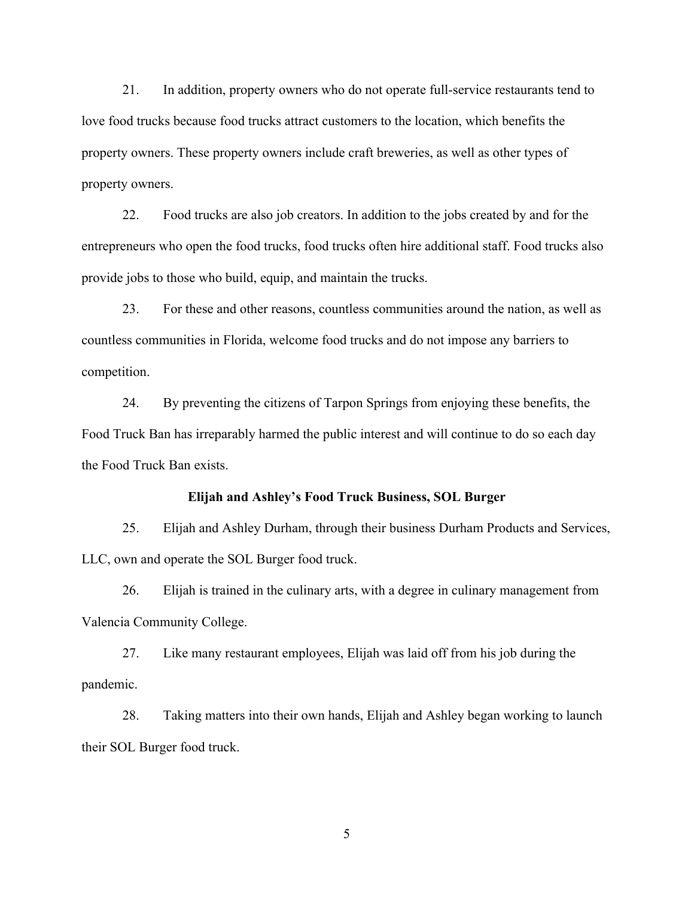21. In addition, property owners who do not operate full-service restaurants tend to love food trucks because food trucks attract customers to the location, which benefits the property owners. These property owners include craft breweries, as well as other types of property owners.

22. Food trucks are also job creators. In addition to the jobs created by and for the entrepreneurs who open the food trucks, food trucks often hire additional staff. Food trucks also provide jobs to those who build, equip, and maintain the trucks.

23. For these and other reasons, countless communities around the nation, as well as countless communities in Florida, welcome food trucks and do not impose any barriers to competition.

24. By preventing the citizens of Tarpon Springs from enjoying these benefits, the Food Truck Ban has irreparably harmed the public interest and will continue to do so each day the Food Truck Ban exists.

**Elijah and Ashley's Food Truck Business, SOL Burger**

25. Elijah and Ashley Durham, through their business Durham Products and Services, LLC, own and operate the SOL Burger food truck.

26. Elijah is trained in the culinary arts, with a degree in culinary management from Valencia Community College.

27. Like many restaurant employees, Elijah was laid off from his job during the pandemic.

28. Taking matters into their own hands, Elijah and Ashley began working to launch their SOL Burger food truck.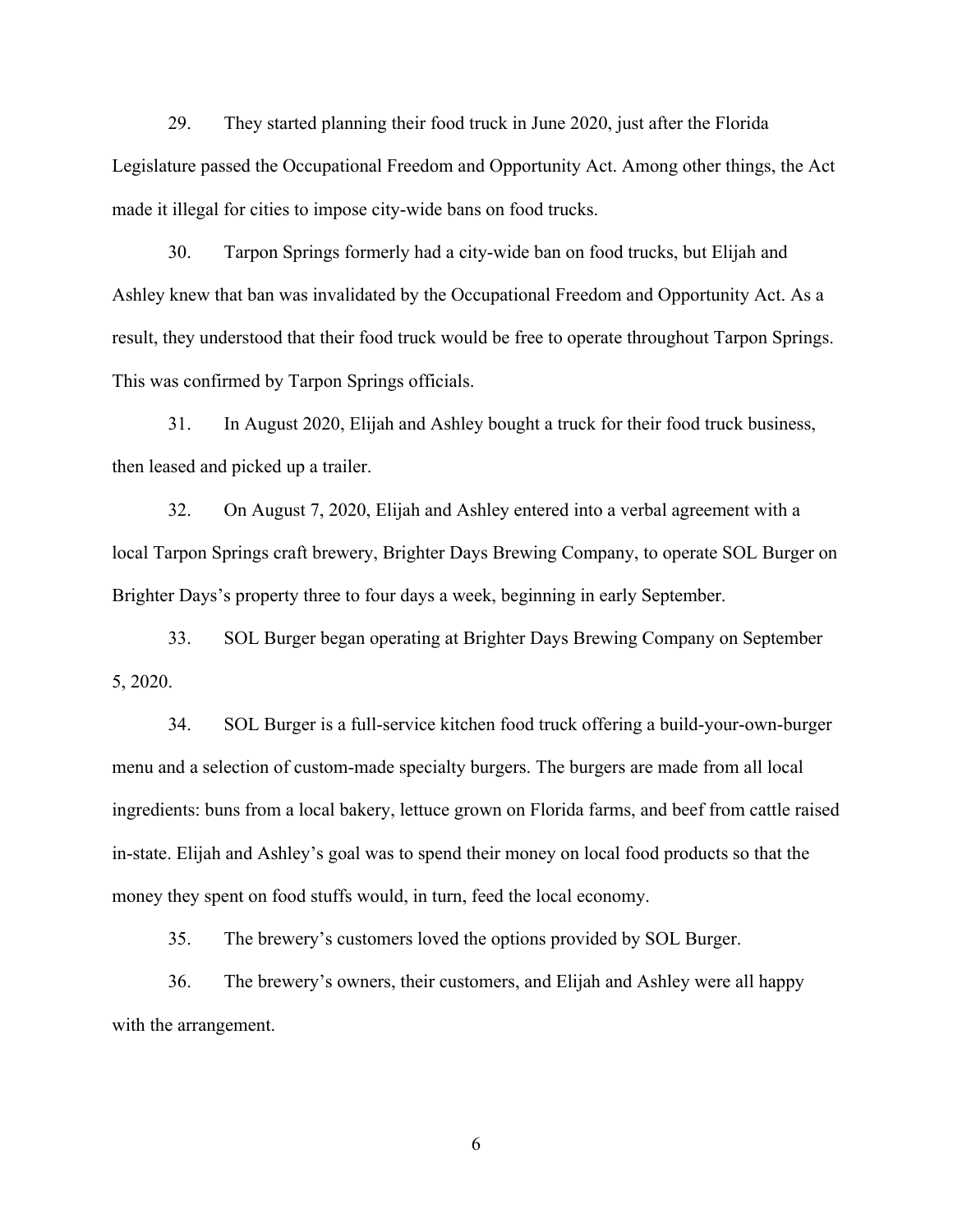29. They started planning their food truck in June 2020, just after the Florida Legislature passed the Occupational Freedom and Opportunity Act. Among other things, the Act made it illegal for cities to impose city-wide bans on food trucks.

30. Tarpon Springs formerly had a city-wide ban on food trucks, but Elijah and Ashley knew that ban was invalidated by the Occupational Freedom and Opportunity Act. As a result, they understood that their food truck would be free to operate throughout Tarpon Springs. This was confirmed by Tarpon Springs officials.

31. In August 2020, Elijah and Ashley bought a truck for their food truck business, then leased and picked up a trailer.

32. On August 7, 2020, Elijah and Ashley entered into a verbal agreement with a local Tarpon Springs craft brewery, Brighter Days Brewing Company, to operate SOL Burger on Brighter Days's property three to four days a week, beginning in early September.

33. SOL Burger began operating at Brighter Days Brewing Company on September 5, 2020.

34. SOL Burger is a full-service kitchen food truck offering a build-your-own-burger menu and a selection of custom-made specialty burgers. The burgers are made from all local ingredients: buns from a local bakery, lettuce grown on Florida farms, and beef from cattle raised in-state. Elijah and Ashley's goal was to spend their money on local food products so that the money they spent on food stuffs would, in turn, feed the local economy.

35. The brewery's customers loved the options provided by SOL Burger.

36. The brewery's owners, their customers, and Elijah and Ashley were all happy with the arrangement.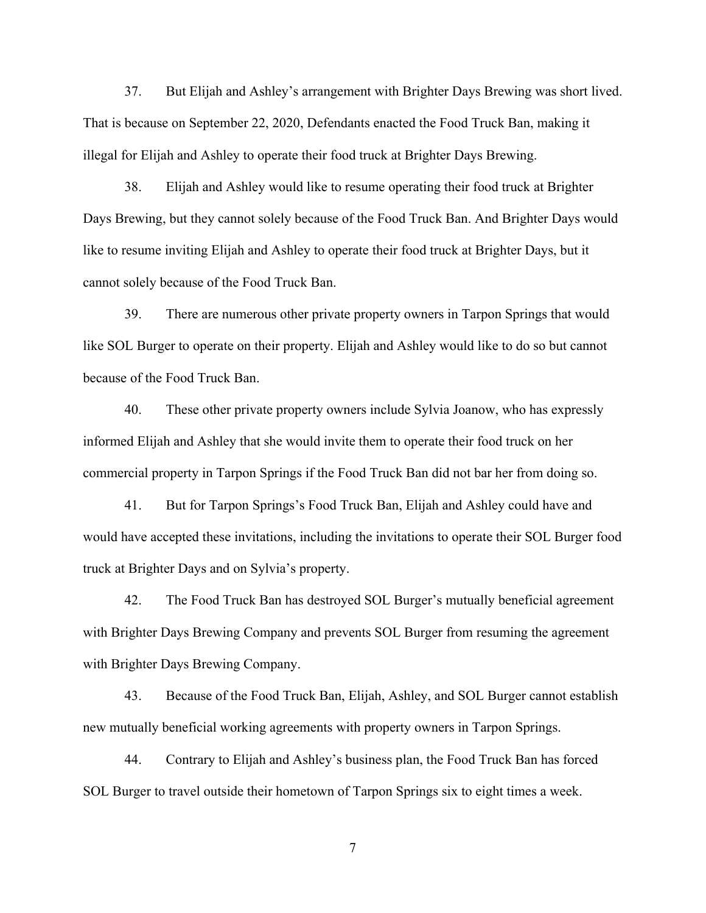37. But Elijah and Ashley's arrangement with Brighter Days Brewing was short lived. That is because on September 22, 2020, Defendants enacted the Food Truck Ban, making it illegal for Elijah and Ashley to operate their food truck at Brighter Days Brewing.

38. Elijah and Ashley would like to resume operating their food truck at Brighter Days Brewing, but they cannot solely because of the Food Truck Ban. And Brighter Days would like to resume inviting Elijah and Ashley to operate their food truck at Brighter Days, but it cannot solely because of the Food Truck Ban.

39. There are numerous other private property owners in Tarpon Springs that would like SOL Burger to operate on their property. Elijah and Ashley would like to do so but cannot because of the Food Truck Ban.

40. These other private property owners include Sylvia Joanow, who has expressly informed Elijah and Ashley that she would invite them to operate their food truck on her commercial property in Tarpon Springs if the Food Truck Ban did not bar her from doing so.

41. But for Tarpon Springs's Food Truck Ban, Elijah and Ashley could have and would have accepted these invitations, including the invitations to operate their SOL Burger food truck at Brighter Days and on Sylvia's property.

42. The Food Truck Ban has destroyed SOL Burger's mutually beneficial agreement with Brighter Days Brewing Company and prevents SOL Burger from resuming the agreement with Brighter Days Brewing Company.

43. Because of the Food Truck Ban, Elijah, Ashley, and SOL Burger cannot establish new mutually beneficial working agreements with property owners in Tarpon Springs.

44. Contrary to Elijah and Ashley's business plan, the Food Truck Ban has forced SOL Burger to travel outside their hometown of Tarpon Springs six to eight times a week.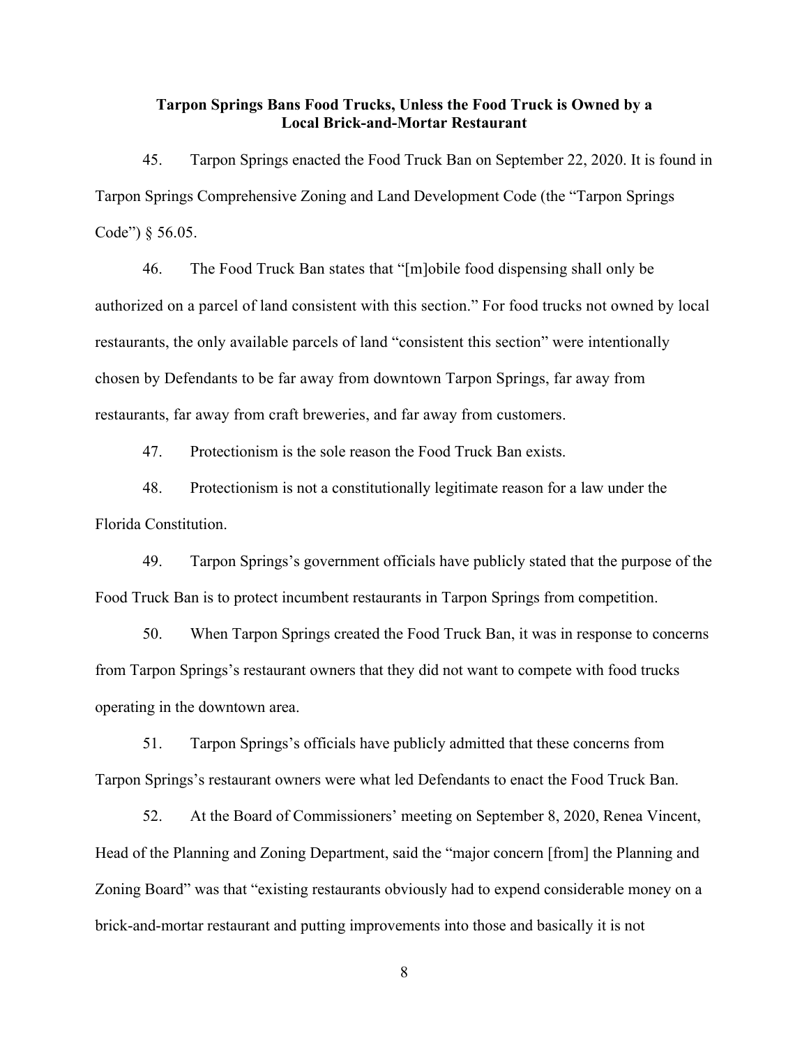**Tarpon Springs Bans Food Trucks, Unless the Food Truck is Owned by a Local Brick-and-Mortar Restaurant**

45. Tarpon Springs enacted the Food Truck Ban on September 22, 2020. It is found in Tarpon Springs Comprehensive Zoning and Land Development Code (the "Tarpon Springs Code") § 56.05.

46. The Food Truck Ban states that "[m]obile food dispensing shall only be authorized on a parcel of land consistent with this section." For food trucks not owned by local restaurants, the only available parcels of land "consistent this section" were intentionally chosen by Defendants to be far away from downtown Tarpon Springs, far away from restaurants, far away from craft breweries, and far away from customers.

47. Protectionism is the sole reason the Food Truck Ban exists.

48. Protectionism is not a constitutionally legitimate reason for a law under the Florida Constitution.

49. Tarpon Springs's government officials have publicly stated that the purpose of the Food Truck Ban is to protect incumbent restaurants in Tarpon Springs from competition.

50. When Tarpon Springs created the Food Truck Ban, it was in response to concerns from Tarpon Springs's restaurant owners that they did not want to compete with food trucks operating in the downtown area.

51. Tarpon Springs's officials have publicly admitted that these concerns from Tarpon Springs's restaurant owners were what led Defendants to enact the Food Truck Ban.

52. At the Board of Commissioners' meeting on September 8, 2020, Renea Vincent, Head of the Planning and Zoning Department, said the "major concern [from] the Planning and Zoning Board" was that "existing restaurants obviously had to expend considerable money on a brick-and-mortar restaurant and putting improvements into those and basically it is not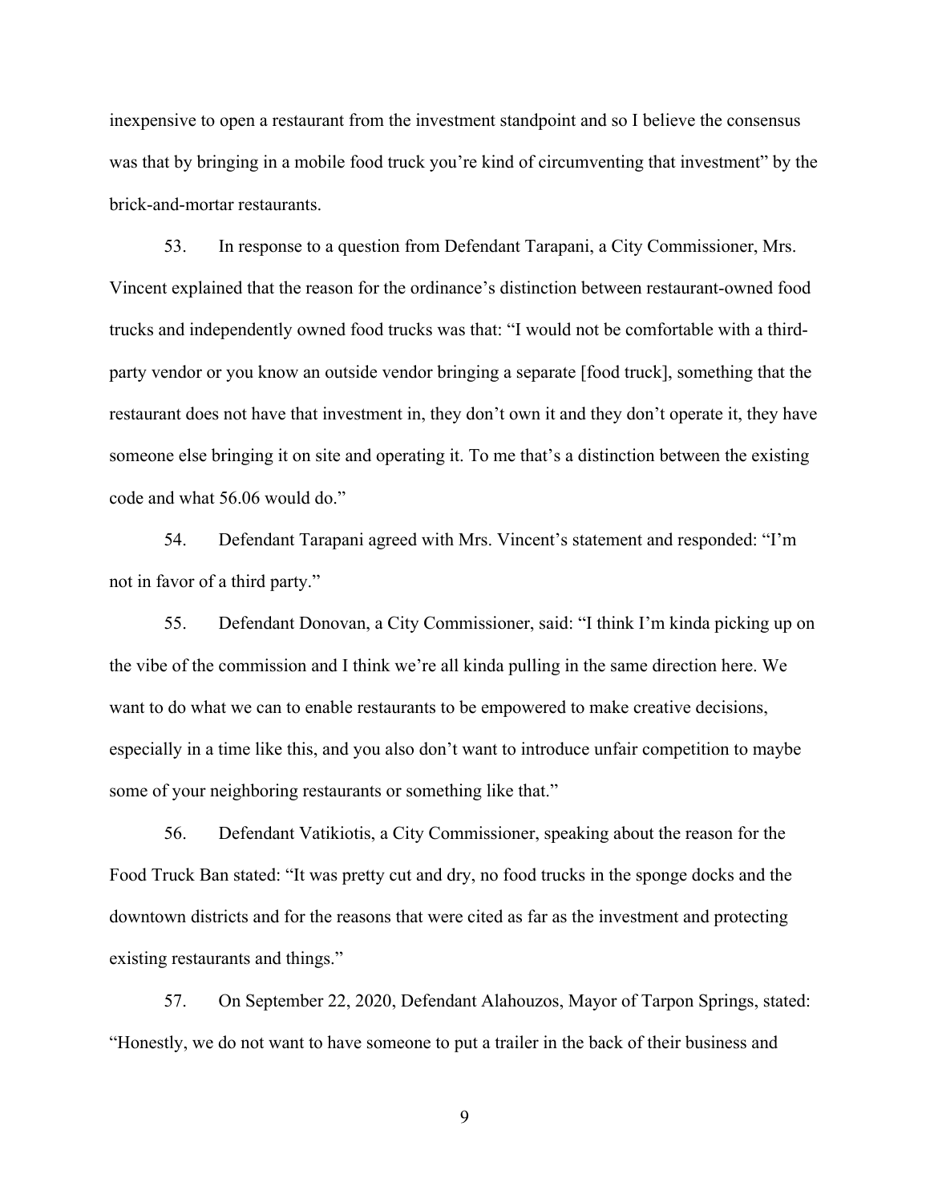inexpensive to open a restaurant from the investment standpoint and so I believe the consensus was that by bringing in a mobile food truck you're kind of circumventing that investment" by the brick-and-mortar restaurants.

53. In response to a question from Defendant Tarapani, a City Commissioner, Mrs. Vincent explained that the reason for the ordinance's distinction between restaurant-owned food trucks and independently owned food trucks was that: "I would not be comfortable with a third-party vendor or you know an outside vendor bringing a separate [food truck], something that the restaurant does not have that investment in, they don't own it and they don't operate it, they have someone else bringing it on site and operating it. To me that's a distinction between the existing code and what 56.06 would do."

54. Defendant Tarapani agreed with Mrs. Vincent's statement and responded: "I'm not in favor of a third party."

55. Defendant Donovan, a City Commissioner, said: "I think I'm kinda picking up on the vibe of the commission and I think we're all kinda pulling in the same direction here. We want to do what we can to enable restaurants to be empowered to make creative decisions, especially in a time like this, and you also don't want to introduce unfair competition to maybe some of your neighboring restaurants or something like that."

56. Defendant Vatikiotis, a City Commissioner, speaking about the reason for the Food Truck Ban stated: "It was pretty cut and dry, no food trucks in the sponge docks and the downtown districts and for the reasons that were cited as far as the investment and protecting existing restaurants and things."

57. On September 22, 2020, Defendant Alahouzos, Mayor of Tarpon Springs, stated: "Honestly, we do not want to have someone to put a trailer in the back of their business and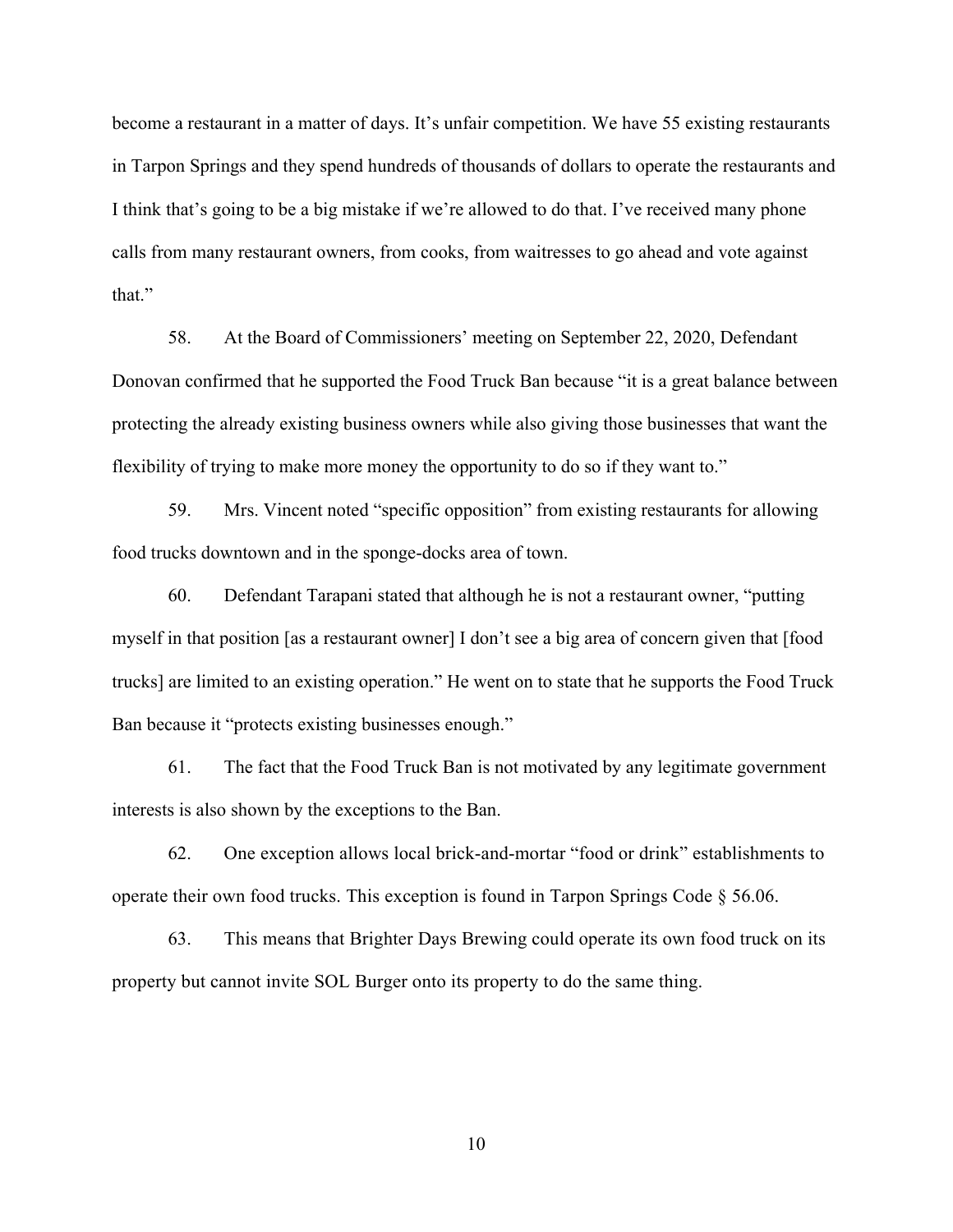become a restaurant in a matter of days. It's unfair competition. We have 55 existing restaurants in Tarpon Springs and they spend hundreds of thousands of dollars to operate the restaurants and I think that's going to be a big mistake if we're allowed to do that. I've received many phone calls from many restaurant owners, from cooks, from waitresses to go ahead and vote against that."

58. At the Board of Commissioners' meeting on September 22, 2020, Defendant Donovan confirmed that he supported the Food Truck Ban because "it is a great balance between protecting the already existing business owners while also giving those businesses that want the flexibility of trying to make more money the opportunity to do so if they want to."

59. Mrs. Vincent noted "specific opposition" from existing restaurants for allowing food trucks downtown and in the sponge-docks area of town.

60. Defendant Tarapani stated that although he is not a restaurant owner, "putting myself in that position [as a restaurant owner] I don't see a big area of concern given that [food trucks] are limited to an existing operation." He went on to state that he supports the Food Truck Ban because it "protects existing businesses enough."

61. The fact that the Food Truck Ban is not motivated by any legitimate government interests is also shown by the exceptions to the Ban.

62. One exception allows local brick-and-mortar "food or drink" establishments to operate their own food trucks. This exception is found in Tarpon Springs Code § 56.06.

63. This means that Brighter Days Brewing could operate its own food truck on its property but cannot invite SOL Burger onto its property to do the same thing.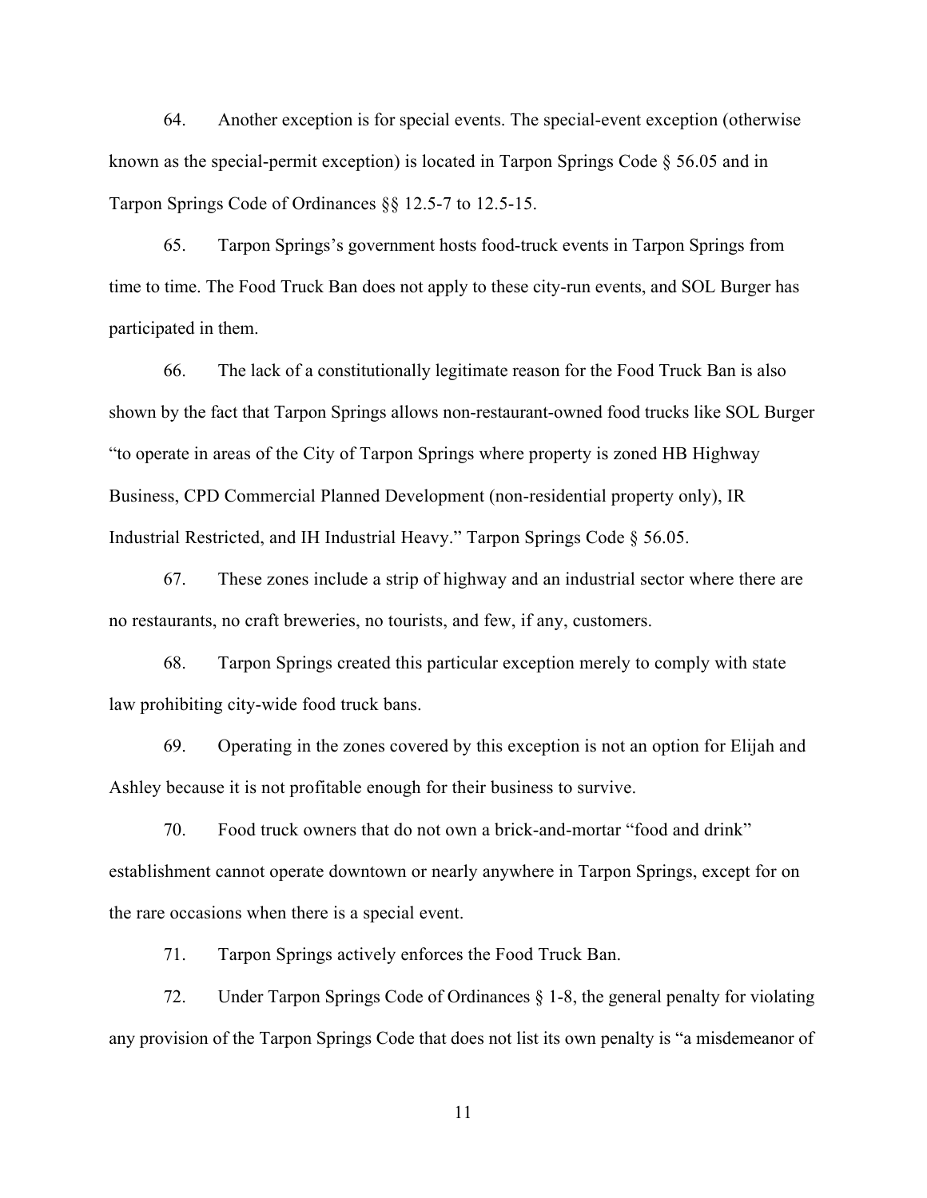64. Another exception is for special events. The special-event exception (otherwise known as the special-permit exception) is located in Tarpon Springs Code § 56.05 and in Tarpon Springs Code of Ordinances §§ 12.5-7 to 12.5-15.

65. Tarpon Springs's government hosts food-truck events in Tarpon Springs from time to time. The Food Truck Ban does not apply to these city-run events, and SOL Burger has participated in them.

66. The lack of a constitutionally legitimate reason for the Food Truck Ban is also shown by the fact that Tarpon Springs allows non-restaurant-owned food trucks like SOL Burger "to operate in areas of the City of Tarpon Springs where property is zoned HB Highway Business, CPD Commercial Planned Development (non-residential property only), IR Industrial Restricted, and IH Industrial Heavy." Tarpon Springs Code § 56.05.

67. These zones include a strip of highway and an industrial sector where there are no restaurants, no craft breweries, no tourists, and few, if any, customers.

68. Tarpon Springs created this particular exception merely to comply with state law prohibiting city-wide food truck bans.

69. Operating in the zones covered by this exception is not an option for Elijah and Ashley because it is not profitable enough for their business to survive.

70. Food truck owners that do not own a brick-and-mortar "food and drink" establishment cannot operate downtown or nearly anywhere in Tarpon Springs, except for on the rare occasions when there is a special event.

71. Tarpon Springs actively enforces the Food Truck Ban.

72. Under Tarpon Springs Code of Ordinances § 1-8, the general penalty for violating any provision of the Tarpon Springs Code that does not list its own penalty is "a misdemeanor of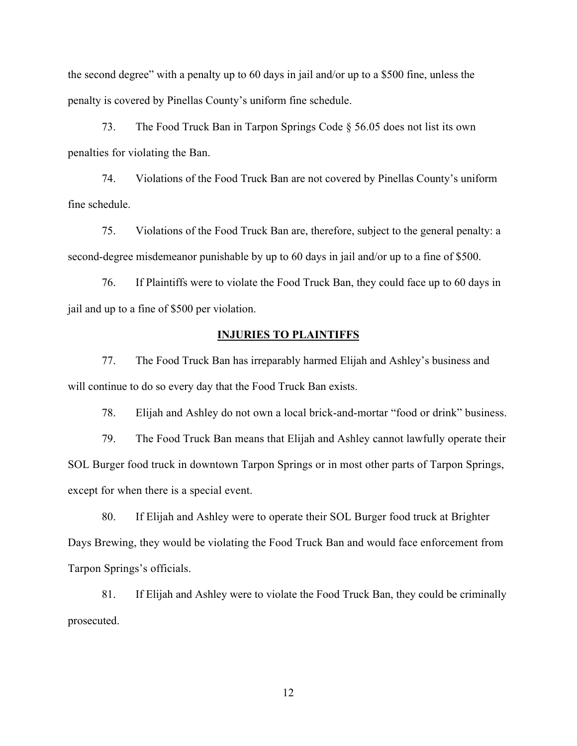the second degree" with a penalty up to 60 days in jail and/or up to a $500 fine, unless the penalty is covered by Pinellas County's uniform fine schedule.

73. The Food Truck Ban in Tarpon Springs Code § 56.05 does not list its own penalties for violating the Ban.

74. Violations of the Food Truck Ban are not covered by Pinellas County's uniform fine schedule.

75. Violations of the Food Truck Ban are, therefore, subject to the general penalty: a second-degree misdemeanor punishable by up to 60 days in jail and/or up to a fine of $500.

76. If Plaintiffs were to violate the Food Truck Ban, they could face up to 60 days in jail and up to a fine of $500 per violation.

## INJURIES TO PLAINTIFFS

77. The Food Truck Ban has irreparably harmed Elijah and Ashley's business and will continue to do so every day that the Food Truck Ban exists.

78. Elijah and Ashley do not own a local brick-and-mortar "food or drink" business.

79. The Food Truck Ban means that Elijah and Ashley cannot lawfully operate their SOL Burger food truck in downtown Tarpon Springs or in most other parts of Tarpon Springs, except for when there is a special event.

80. If Elijah and Ashley were to operate their SOL Burger food truck at Brighter Days Brewing, they would be violating the Food Truck Ban and would face enforcement from Tarpon Springs's officials.

81. If Elijah and Ashley were to violate the Food Truck Ban, they could be criminally prosecuted.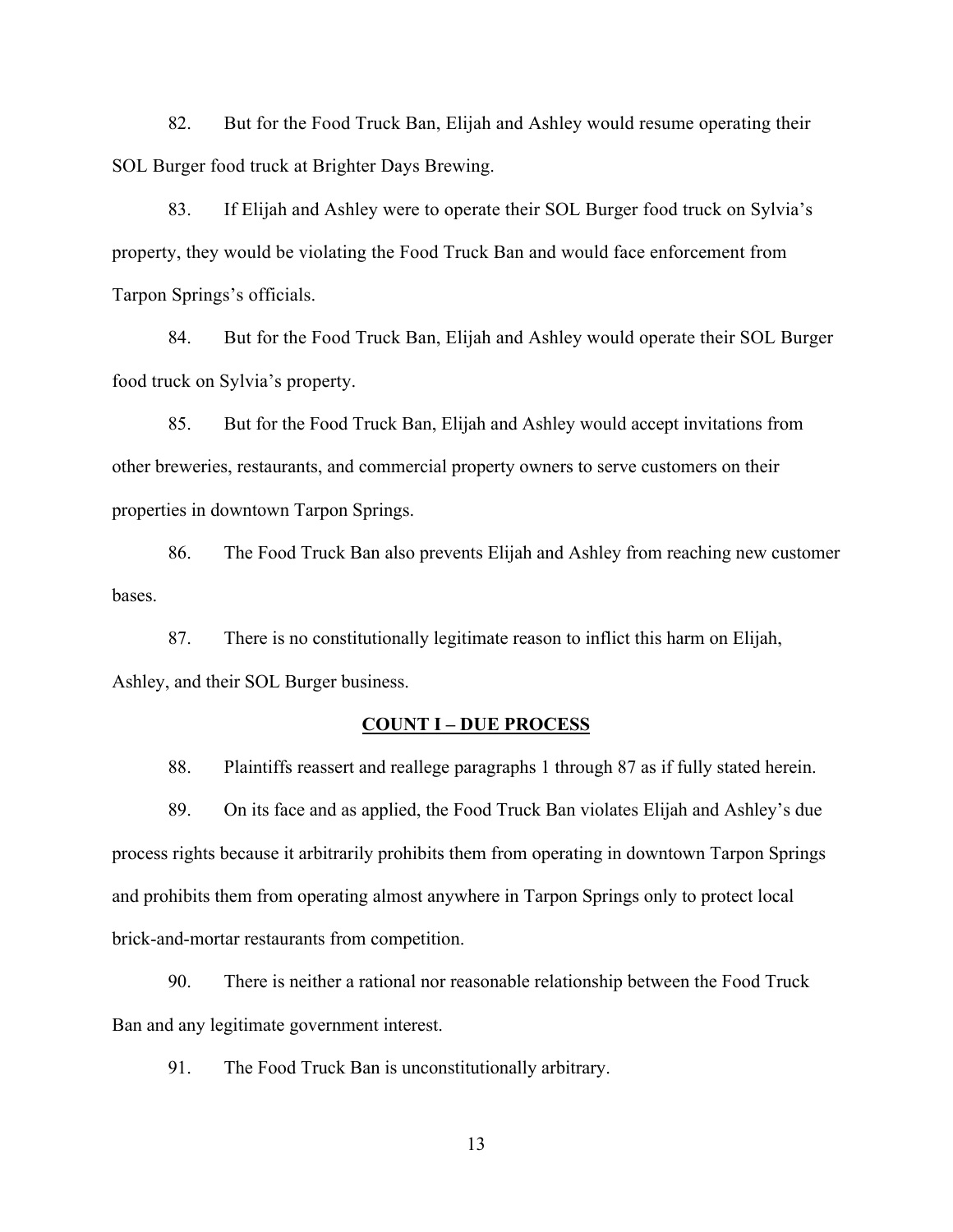82. But for the Food Truck Ban, Elijah and Ashley would resume operating their SOL Burger food truck at Brighter Days Brewing.

83. If Elijah and Ashley were to operate their SOL Burger food truck on Sylvia's property, they would be violating the Food Truck Ban and would face enforcement from Tarpon Springs's officials.

84. But for the Food Truck Ban, Elijah and Ashley would operate their SOL Burger food truck on Sylvia's property.

85. But for the Food Truck Ban, Elijah and Ashley would accept invitations from other breweries, restaurants, and commercial property owners to serve customers on their properties in downtown Tarpon Springs.

86. The Food Truck Ban also prevents Elijah and Ashley from reaching new customer bases.

87. There is no constitutionally legitimate reason to inflict this harm on Elijah, Ashley, and their SOL Burger business.

**COUNT I – DUE PROCESS**

88. Plaintiffs reassert and reallege paragraphs 1 through 87 as if fully stated herein.

89. On its face and as applied, the Food Truck Ban violates Elijah and Ashley's due process rights because it arbitrarily prohibits them from operating in downtown Tarpon Springs and prohibits them from operating almost anywhere in Tarpon Springs only to protect local brick-and-mortar restaurants from competition.

90. There is neither a rational nor reasonable relationship between the Food Truck Ban and any legitimate government interest.

91. The Food Truck Ban is unconstitutionally arbitrary.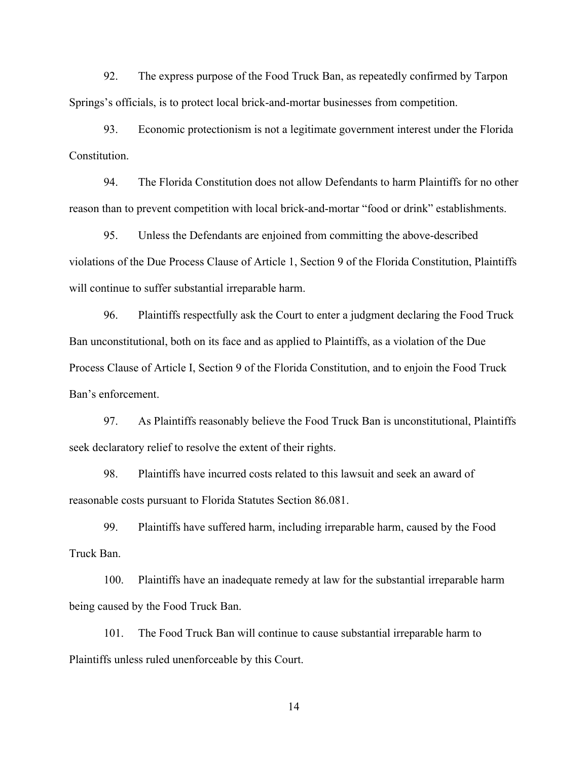92. The express purpose of the Food Truck Ban, as repeatedly confirmed by Tarpon Springs's officials, is to protect local brick-and-mortar businesses from competition.

93. Economic protectionism is not a legitimate government interest under the Florida Constitution.

94. The Florida Constitution does not allow Defendants to harm Plaintiffs for no other reason than to prevent competition with local brick-and-mortar "food or drink" establishments.

95. Unless the Defendants are enjoined from committing the above-described violations of the Due Process Clause of Article 1, Section 9 of the Florida Constitution, Plaintiffs will continue to suffer substantial irreparable harm.

96. Plaintiffs respectfully ask the Court to enter a judgment declaring the Food Truck Ban unconstitutional, both on its face and as applied to Plaintiffs, as a violation of the Due Process Clause of Article I, Section 9 of the Florida Constitution, and to enjoin the Food Truck Ban's enforcement.

97. As Plaintiffs reasonably believe the Food Truck Ban is unconstitutional, Plaintiffs seek declaratory relief to resolve the extent of their rights.

98. Plaintiffs have incurred costs related to this lawsuit and seek an award of reasonable costs pursuant to Florida Statutes Section 86.081.

99. Plaintiffs have suffered harm, including irreparable harm, caused by the Food Truck Ban.

100. Plaintiffs have an inadequate remedy at law for the substantial irreparable harm being caused by the Food Truck Ban.

101. The Food Truck Ban will continue to cause substantial irreparable harm to Plaintiffs unless ruled unenforceable by this Court.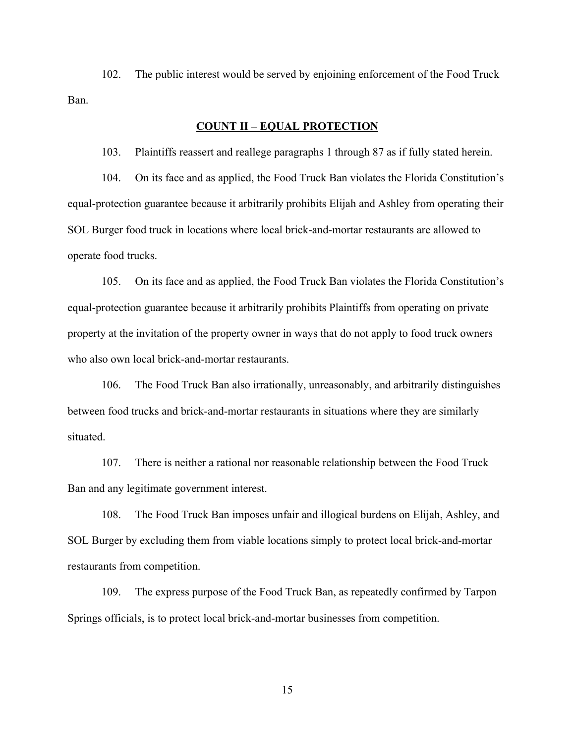102. The public interest would be served by enjoining enforcement of the Food Truck Ban.

## COUNT II – EQUAL PROTECTION

103. Plaintiffs reassert and reallege paragraphs 1 through 87 as if fully stated herein.

104. On its face and as applied, the Food Truck Ban violates the Florida Constitution's equal-protection guarantee because it arbitrarily prohibits Elijah and Ashley from operating their SOL Burger food truck in locations where local brick-and-mortar restaurants are allowed to operate food trucks.

105. On its face and as applied, the Food Truck Ban violates the Florida Constitution's equal-protection guarantee because it arbitrarily prohibits Plaintiffs from operating on private property at the invitation of the property owner in ways that do not apply to food truck owners who also own local brick-and-mortar restaurants.

106. The Food Truck Ban also irrationally, unreasonably, and arbitrarily distinguishes between food trucks and brick-and-mortar restaurants in situations where they are similarly situated.

107. There is neither a rational nor reasonable relationship between the Food Truck Ban and any legitimate government interest.

108. The Food Truck Ban imposes unfair and illogical burdens on Elijah, Ashley, and SOL Burger by excluding them from viable locations simply to protect local brick-and-mortar restaurants from competition.

109. The express purpose of the Food Truck Ban, as repeatedly confirmed by Tarpon Springs officials, is to protect local brick-and-mortar businesses from competition.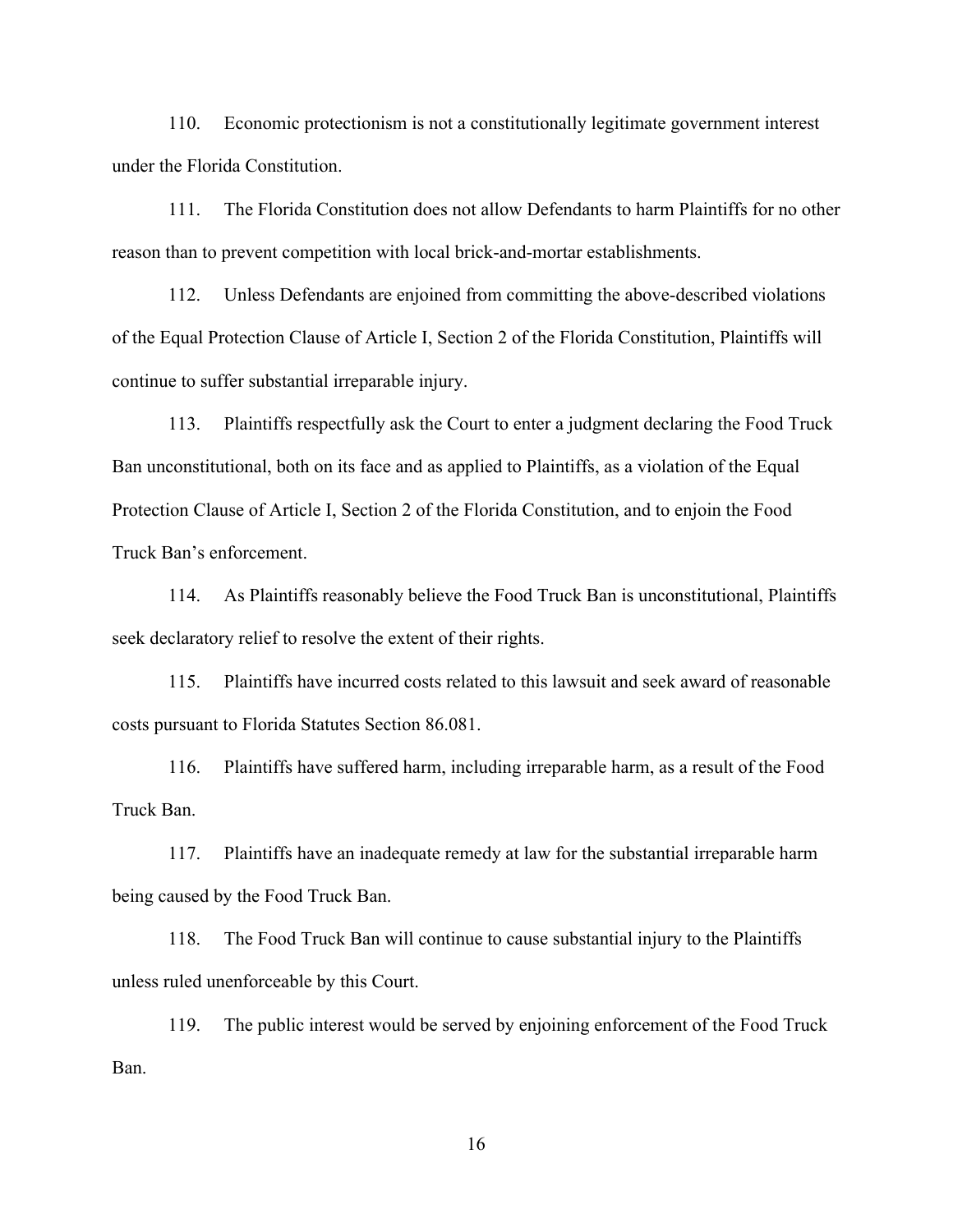110. Economic protectionism is not a constitutionally legitimate government interest under the Florida Constitution.

111. The Florida Constitution does not allow Defendants to harm Plaintiffs for no other reason than to prevent competition with local brick-and-mortar establishments.

112. Unless Defendants are enjoined from committing the above-described violations of the Equal Protection Clause of Article I, Section 2 of the Florida Constitution, Plaintiffs will continue to suffer substantial irreparable injury.

113. Plaintiffs respectfully ask the Court to enter a judgment declaring the Food Truck Ban unconstitutional, both on its face and as applied to Plaintiffs, as a violation of the Equal Protection Clause of Article I, Section 2 of the Florida Constitution, and to enjoin the Food Truck Ban's enforcement.

114. As Plaintiffs reasonably believe the Food Truck Ban is unconstitutional, Plaintiffs seek declaratory relief to resolve the extent of their rights.

115. Plaintiffs have incurred costs related to this lawsuit and seek award of reasonable costs pursuant to Florida Statutes Section 86.081.

116. Plaintiffs have suffered harm, including irreparable harm, as a result of the Food Truck Ban.

117. Plaintiffs have an inadequate remedy at law for the substantial irreparable harm being caused by the Food Truck Ban.

118. The Food Truck Ban will continue to cause substantial injury to the Plaintiffs unless ruled unenforceable by this Court.

119. The public interest would be served by enjoining enforcement of the Food Truck Ban.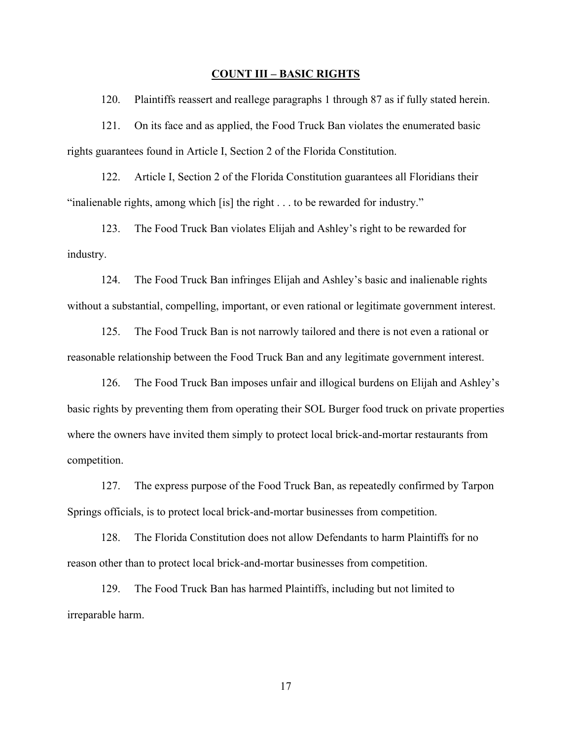## COUNT III – BASIC RIGHTS

120. Plaintiffs reassert and reallege paragraphs 1 through 87 as if fully stated herein.

121. On its face and as applied, the Food Truck Ban violates the enumerated basic rights guarantees found in Article I, Section 2 of the Florida Constitution.

122. Article I, Section 2 of the Florida Constitution guarantees all Floridians their "inalienable rights, among which [is] the right . . . to be rewarded for industry."

123. The Food Truck Ban violates Elijah and Ashley's right to be rewarded for industry.

124. The Food Truck Ban infringes Elijah and Ashley's basic and inalienable rights without a substantial, compelling, important, or even rational or legitimate government interest.

125. The Food Truck Ban is not narrowly tailored and there is not even a rational or reasonable relationship between the Food Truck Ban and any legitimate government interest.

126. The Food Truck Ban imposes unfair and illogical burdens on Elijah and Ashley's basic rights by preventing them from operating their SOL Burger food truck on private properties where the owners have invited them simply to protect local brick-and-mortar restaurants from competition.

127. The express purpose of the Food Truck Ban, as repeatedly confirmed by Tarpon Springs officials, is to protect local brick-and-mortar businesses from competition.

128. The Florida Constitution does not allow Defendants to harm Plaintiffs for no reason other than to protect local brick-and-mortar businesses from competition.

129. The Food Truck Ban has harmed Plaintiffs, including but not limited to irreparable harm.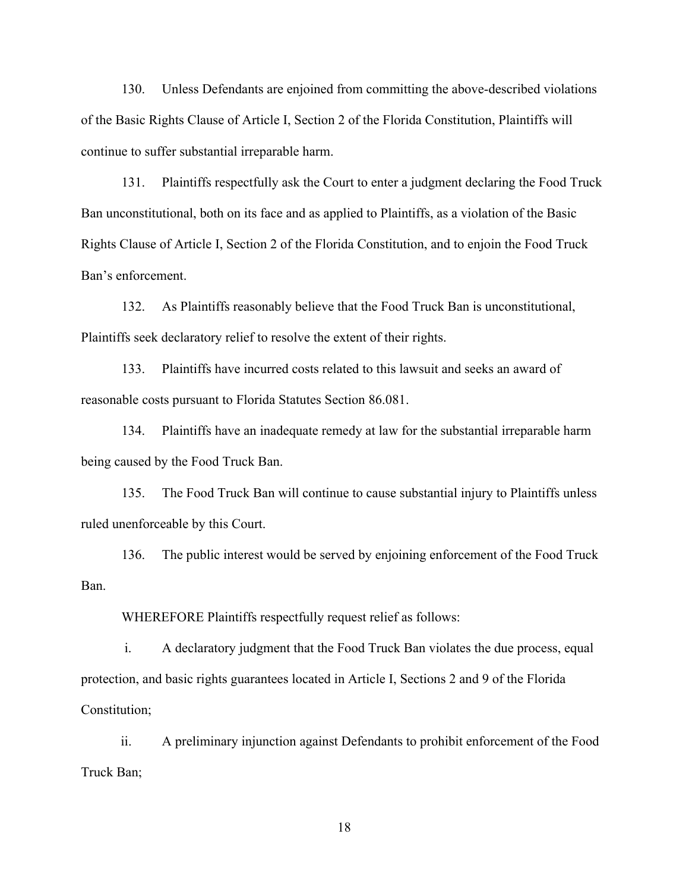130. Unless Defendants are enjoined from committing the above-described violations of the Basic Rights Clause of Article I, Section 2 of the Florida Constitution, Plaintiffs will continue to suffer substantial irreparable harm.

131. Plaintiffs respectfully ask the Court to enter a judgment declaring the Food Truck Ban unconstitutional, both on its face and as applied to Plaintiffs, as a violation of the Basic Rights Clause of Article I, Section 2 of the Florida Constitution, and to enjoin the Food Truck Ban's enforcement.

132. As Plaintiffs reasonably believe that the Food Truck Ban is unconstitutional, Plaintiffs seek declaratory relief to resolve the extent of their rights.

133. Plaintiffs have incurred costs related to this lawsuit and seeks an award of reasonable costs pursuant to Florida Statutes Section 86.081.

134. Plaintiffs have an inadequate remedy at law for the substantial irreparable harm being caused by the Food Truck Ban.

135. The Food Truck Ban will continue to cause substantial injury to Plaintiffs unless ruled unenforceable by this Court.

136. The public interest would be served by enjoining enforcement of the Food Truck Ban.

WHEREFORE Plaintiffs respectfully request relief as follows:

i. A declaratory judgment that the Food Truck Ban violates the due process, equal protection, and basic rights guarantees located in Article I, Sections 2 and 9 of the Florida Constitution;

ii. A preliminary injunction against Defendants to prohibit enforcement of the Food Truck Ban;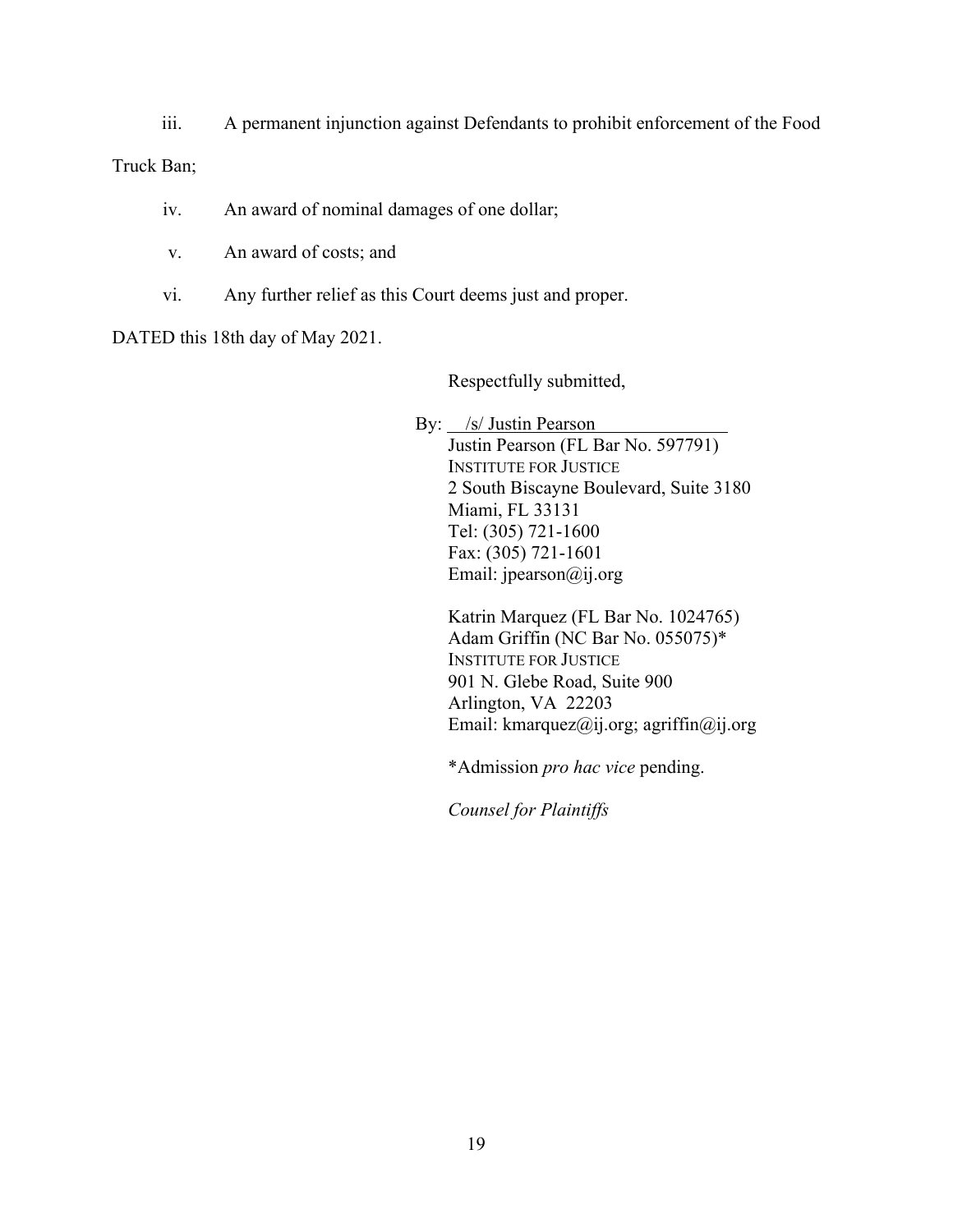iii. A permanent injunction against Defendants to prohibit enforcement of the Food Truck Ban;

iv. An award of nominal damages of one dollar;

v. An award of costs; and

vi. Any further relief as this Court deems just and proper.

DATED this 18th day of May 2021.

Respectfully submitted,

By: /s/ Justin Pearson  
Justin Pearson (FL Bar No. 597791)  
INSTITUTE FOR JUSTICE  
2 South Biscayne Boulevard, Suite 3180  
Miami, FL 33131  
Tel: (305) 721-1600  
Fax: (305) 721-1601  
Email: jpearson@ij.org

Katrin Marquez (FL Bar No. 1024765)  
Adam Griffin (NC Bar No. 055075)*  
INSTITUTE FOR JUSTICE  
901 N. Glebe Road, Suite 900  
Arlington, VA 22203  
Email: kmarquez@ij.org; agriffin@ij.org

*Admission *pro hac vice* pending.

*Counsel for Plaintiffs*